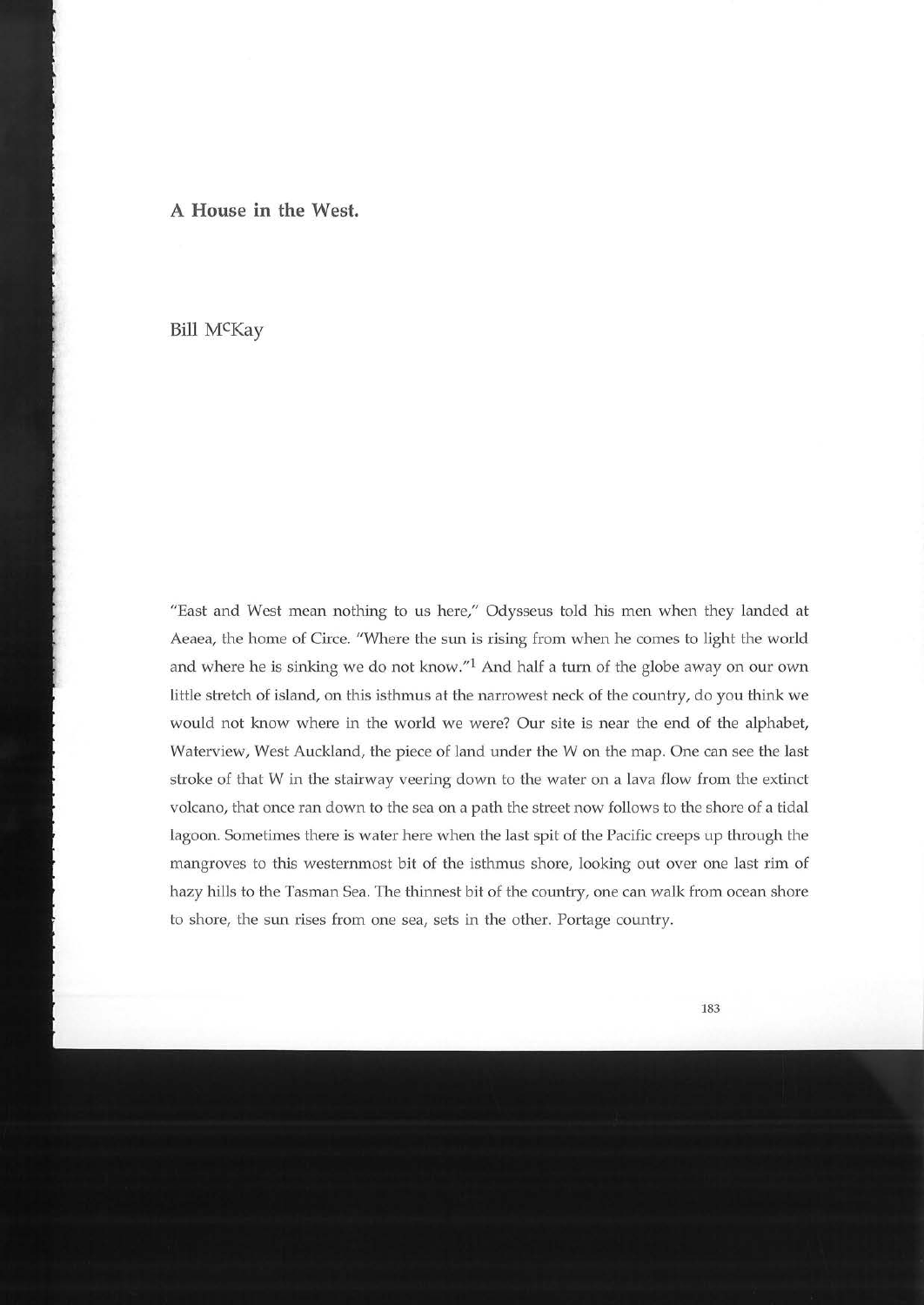# A House in the West.

Bill McKay

"East and West mean nothing to us here," Odysseus told his men when they landed at Aeaea, the home of Circe. "Where the sun is rising from when he comes to light the world and where he is sinking we do not know."[1] And half a turn of the globe away on our own little stretch of island, on this isthmus at the narrowest neck of the country, do you think we would not know where in the world we were? Our site is near the end of the alphabet, Waterview, West Auckland, the piece of land under the W on the map. One can see the last stroke of that W in the stairway veering down to the water on a lava flow from the extinct volcano, that once ran down to the sea on a path the street now follows to the shore of a tidal lagoon. Sometimes there is water here when the last spit of the Pacific creeps up through the mangroves to this westernmost bit of the isthmus shore, looking out over one last rim of hazy hills to the Tasman Sea. The thinnest bit of the country, one can walk from ocean shore to shore, the sun rises from one sea, sets in the other. Portage country.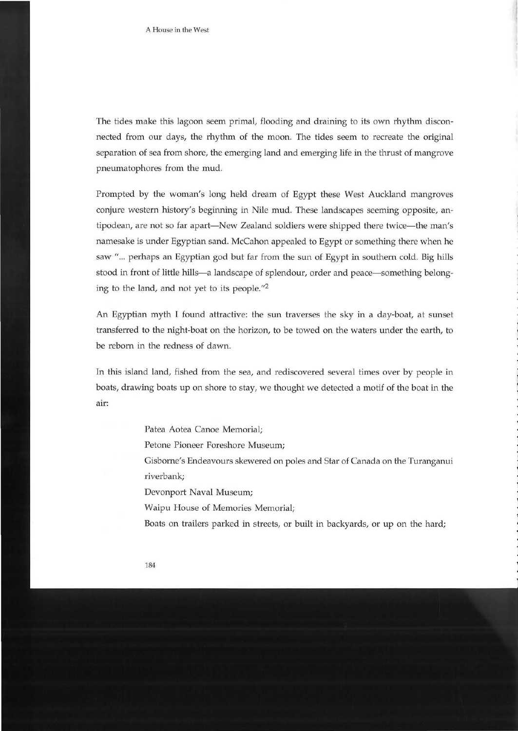The tides make this lagoon seem primal, flooding and draining to its own rhythm disconnected from our days, the rhythm of the moon. The tides seem to recreate the original separation of sea from shore, the emerging land and emerging life in the thrust of mangrove pneumatophores from the mud.

Prompted by the woman's long held dream of Egypt these West Auckland mangroves conjure western history's beginning in Nile mud. These landscapes seeming opposite, antipodean, are not so far apart—New Zealand soldiers were shipped there twice—the man's namesake is under Egyptian sand. McCahon appealed to Egypt or something there when he saw "... perhaps an Egyptian god but far from the sun of Egypt in southern cold. Big hills stood in front of little hills—a landscape of splendour, order and peace—something belonging to the land, and not yet to its people."[2]

An Egyptian myth I found attractive: the sun traverses the sky in a day-boat, at sunset transferred to the night-boat on the horizon, to be towed on the waters under the earth, to be reborn in the redness of dawn.

In this island land, fished from the sea, and rediscovered several times over by people in boats, drawing boats up on shore to stay, we thought we detected a motif of the boat in the air:

> Patea Aotea Canoe Memorial;
>
> Petone Pioneer Foreshore Museum;
>
> Gisborne's Endeavours skewered on poles and Star of Canada on the Turanganui riverbank;
>
> Devonport Naval Museum;
>
> Waipu House of Memories Memorial;
>
> Boats on trailers parked in streets, or built in backyards, or up on the hard;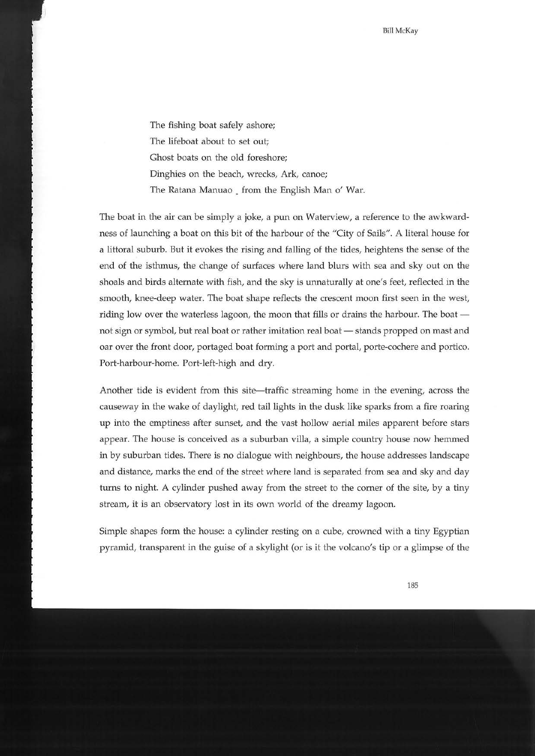The fishing boat safely ashore;  
The lifeboat about to set out;  
Ghost boats on the old foreshore;  
Dinghies on the beach, wrecks, Ark, canoe;  
The Ratana Manuao _ from the English Man o' War.

The boat in the air can be simply a joke, a pun on Waterview, a reference to the awkwardness of launching a boat on this bit of the harbour of the "City of Sails". A literal house for a littoral suburb. But it evokes the rising and falling of the tides, heightens the sense of the end of the isthmus, the change of surfaces where land blurs with sea and sky out on the shoals and birds alternate with fish, and the sky is unnaturally at one's feet, reflected in the smooth, knee-deep water. The boat shape reflects the crescent moon first seen in the west, riding low over the waterless lagoon, the moon that fills or drains the harbour. The boat — not sign or symbol, but real boat or rather imitation real boat — stands propped on mast and oar over the front door, portaged boat forming a port and portal, porte-cochere and portico. Port-harbour-home. Port-left-high and dry.

Another tide is evident from this site—traffic streaming home in the evening, across the causeway in the wake of daylight, red tail lights in the dusk like sparks from a fire roaring up into the emptiness after sunset, and the vast hollow aerial miles apparent before stars appear. The house is conceived as a suburban villa, a simple country house now hemmed in by suburban tides. There is no dialogue with neighbours, the house addresses landscape and distance, marks the end of the street where land is separated from sea and sky and day turns to night. A cylinder pushed away from the street to the corner of the site, by a tiny stream, it is an observatory lost in its own world of the dreamy lagoon.

Simple shapes form the house: a cylinder resting on a cube, crowned with a tiny Egyptian pyramid, transparent in the guise of a skylight (or is it the volcano's tip or a glimpse of the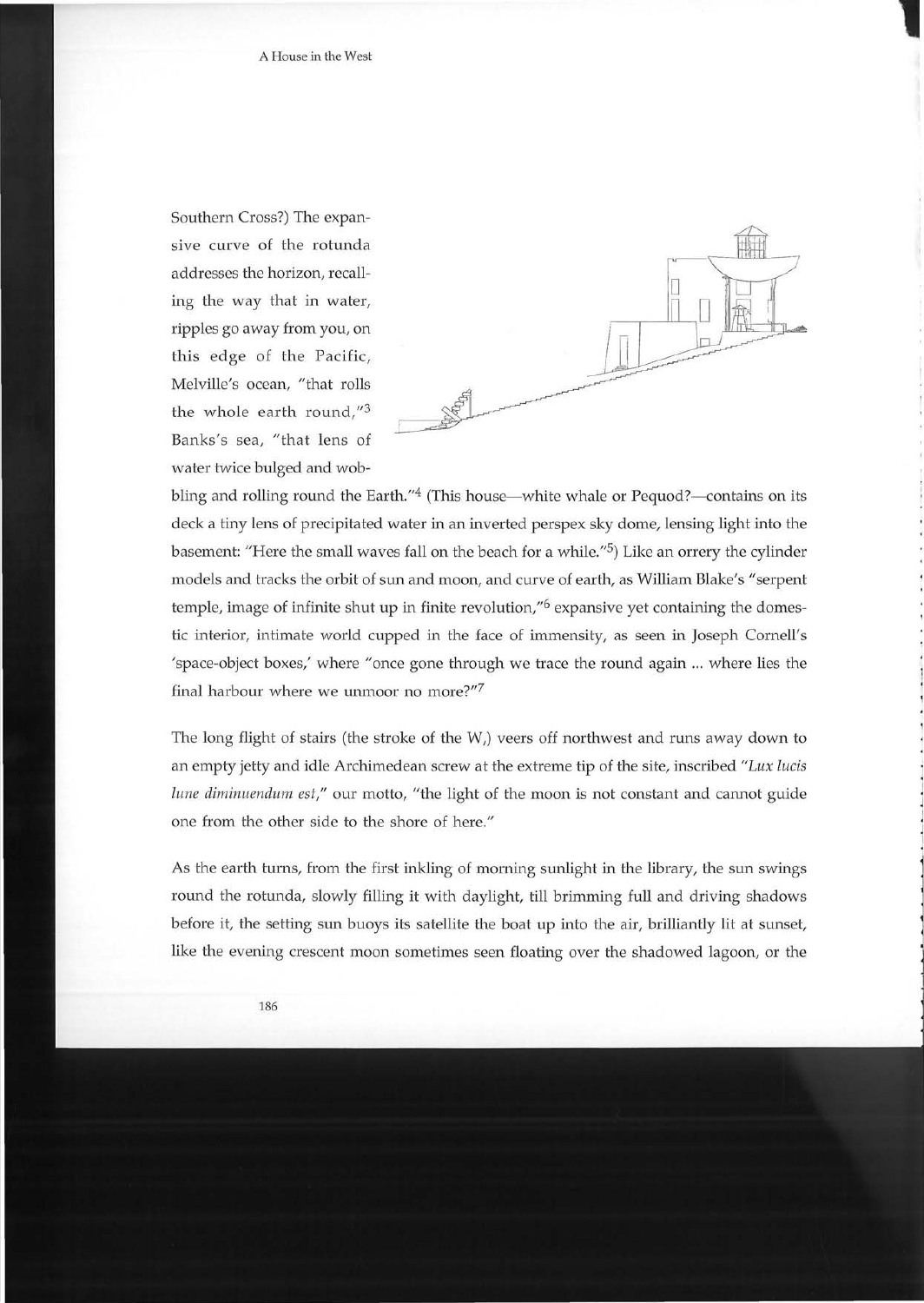Southern Cross?) The expansive curve of the rotunda addresses the horizon, recalling the way that in water, ripples go away from you, on this edge of the Pacific, Melville's ocean, "that rolls the whole earth round,"[3] Banks's sea, "that lens of water twice bulged and wobbling and rolling round the Earth."[4] (This house—white whale or Pequod?—contains on its deck a tiny lens of precipitated water in an inverted perspex sky dome, lensing light into the basement: "Here the small waves fall on the beach for a while."[5]) Like an orrery the cylinder models and tracks the orbit of sun and moon, and curve of earth, as William Blake's "serpent temple, image of infinite shut up in finite revolution,"[6] expansive yet containing the domestic interior, intimate world cupped in the face of immensity, as seen in Joseph Cornell's 'space-object boxes,' where "once gone through we trace the round again ... where lies the final harbour where we unmoor no more?"[7]

The long flight of stairs (the stroke of the W,) veers off northwest and runs away down to an empty jetty and idle Archimedean screw at the extreme tip of the site, inscribed "*Lux lucis lune diminuendum est*," our motto, "the light of the moon is not constant and cannot guide one from the other side to the shore of here."

As the earth turns, from the first inkling of morning sunlight in the library, the sun swings round the rotunda, slowly filling it with daylight, till brimming full and driving shadows before it, the setting sun buoys its satellite the boat up into the air, brilliantly lit at sunset, like the evening crescent moon sometimes seen floating over the shadowed lagoon, or the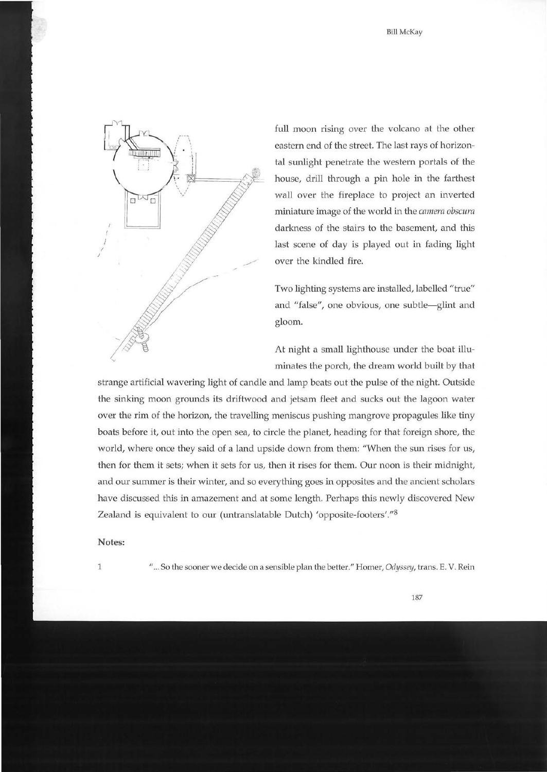full moon rising over the volcano at the other eastern end of the street. The last rays of horizontal sunlight penetrate the western portals of the house, drill through a pin hole in the farthest wall over the fireplace to project an inverted miniature image of the world in the *camera obscura* darkness of the stairs to the basement, and this last scene of day is played out in fading light over the kindled fire.

Two lighting systems are installed, labelled "true" and "false", one obvious, one subtle—glint and gloom.

At night a small lighthouse under the boat illuminates the porch, the dream world built by that strange artificial wavering light of candle and lamp beats out the pulse of the night. Outside the sinking moon grounds its driftwood and jetsam fleet and sucks out the lagoon water over the rim of the horizon, the travelling meniscus pushing mangrove propagules like tiny boats before it, out into the open sea, to circle the planet, heading for that foreign shore, the world, where once they said of a land upside down from them: "When the sun rises for us, then for them it sets; when it sets for us, then it rises for them. Our noon is their midnight, and our summer is their winter, and so everything goes in opposites and the ancient scholars have discussed this in amazement and at some length. Perhaps this newly discovered New Zealand is equivalent to our (untranslatable Dutch) 'opposite-footers'."[8]

**Notes:**

1 "... So the sooner we decide on a sensible plan the better." Homer, *Odyssey*, trans. E. V. Rein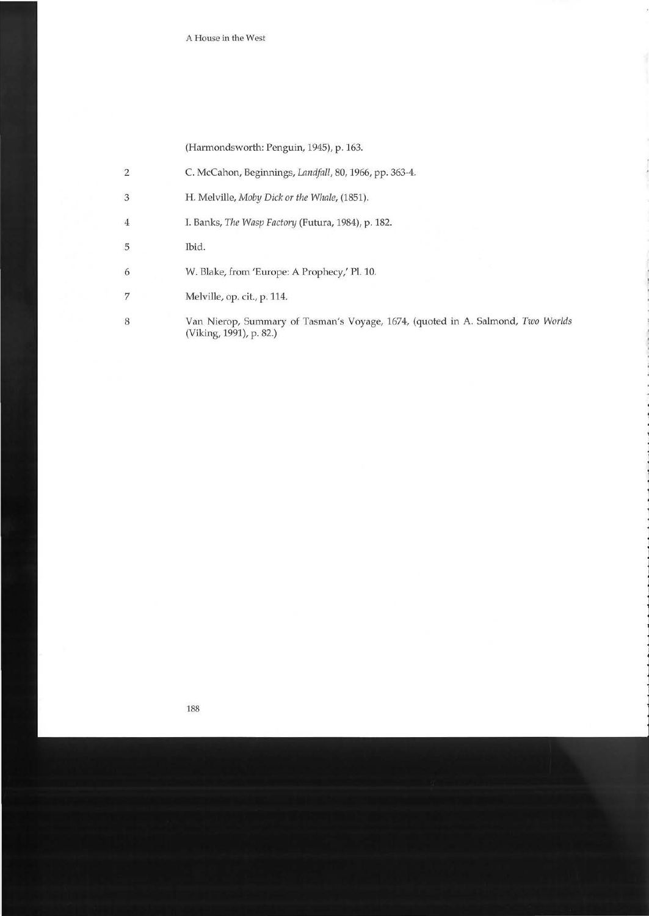(Harmondsworth: Penguin, 1945), p. 163.

2 C. McCahon, Beginnings, *Landfall*, 80, 1966, pp. 363-4.

3 H. Melville, *Moby Dick or the Whale*, (1851).

4 I. Banks, *The Wasp Factory* (Futura, 1984), p. 182.

5 Ibid.

6 W. Blake, from 'Europe: A Prophecy,' Pl. 10.

7 Melville, op. cit., p. 114.

8 Van Nierop, Summary of Tasman's Voyage, 1674, (quoted in A. Salmond, *Two Worlds* (Viking, 1991), p. 82.)